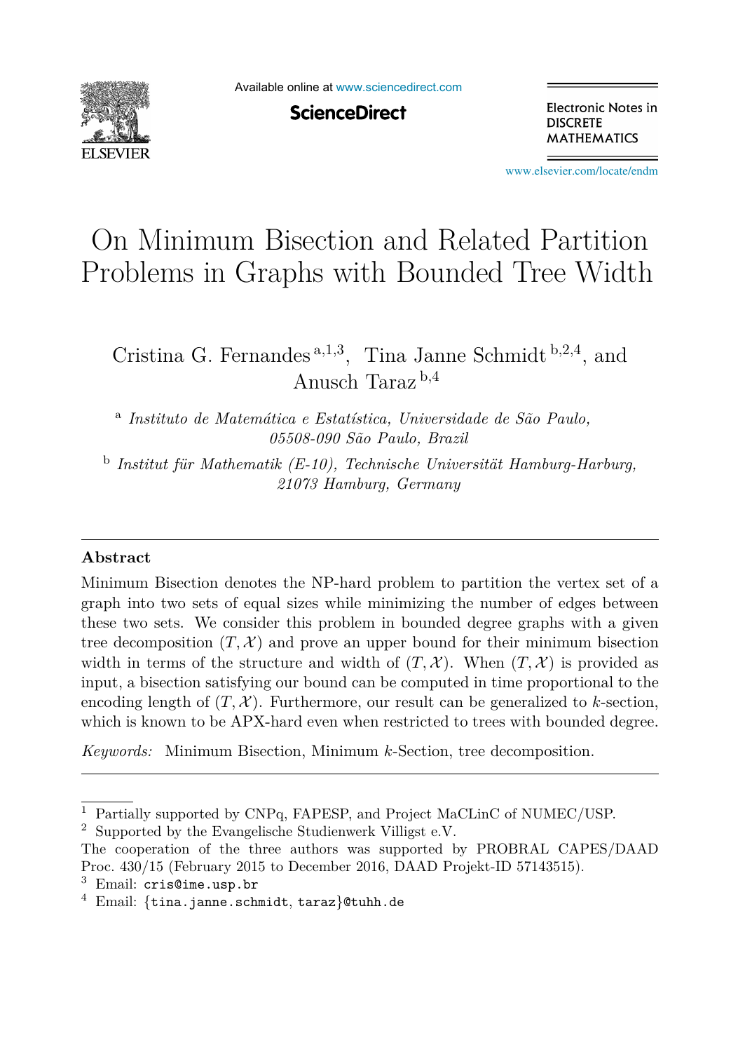# On Minimum Bisection and Related Partition Problems in Graphs with Bounded Tree Width

Cristina G. Fernandes [a,1,3], Tina Janne Schmidt [b,2,4], and Anusch Taraz [b,4]

[a] *Instituto de Matemática e Estatística, Universidade de São Paulo, 05508-090 São Paulo, Brazil*

[b] *Institut für Mathematik (E-10), Technische Universität Hamburg-Harburg, 21073 Hamburg, Germany*

## Abstract

Minimum Bisection denotes the NP-hard problem to partition the vertex set of a graph into two sets of equal sizes while minimizing the number of edges between these two sets. We consider this problem in bounded degree graphs with a given tree decomposition $(T, \mathcal{X})$ and prove an upper bound for their minimum bisection width in terms of the structure and width of $(T, \mathcal{X})$. When $(T, \mathcal{X})$ is provided as input, a bisection satisfying our bound can be computed in time proportional to the encoding length of $(T, \mathcal{X})$. Furthermore, our result can be generalized to $k$-section, which is known to be APX-hard even when restricted to trees with bounded degree.

*Keywords:* Minimum Bisection, Minimum $k$-Section, tree decomposition.

---

[1] Partially supported by CNPq, FAPESP, and Project MaCLinC of NUMEC/USP.

[2] Supported by the Evangelische Studienwerk Villigst e.V.

The cooperation of the three authors was supported by PROBRAL CAPES/DAAD Proc. 430/15 (February 2015 to December 2016, DAAD Projekt-ID 57143515).

[3] Email: `cris@ime.usp.br`

[4] Email: `{tina.janne.schmidt, taraz}@tuhh.de`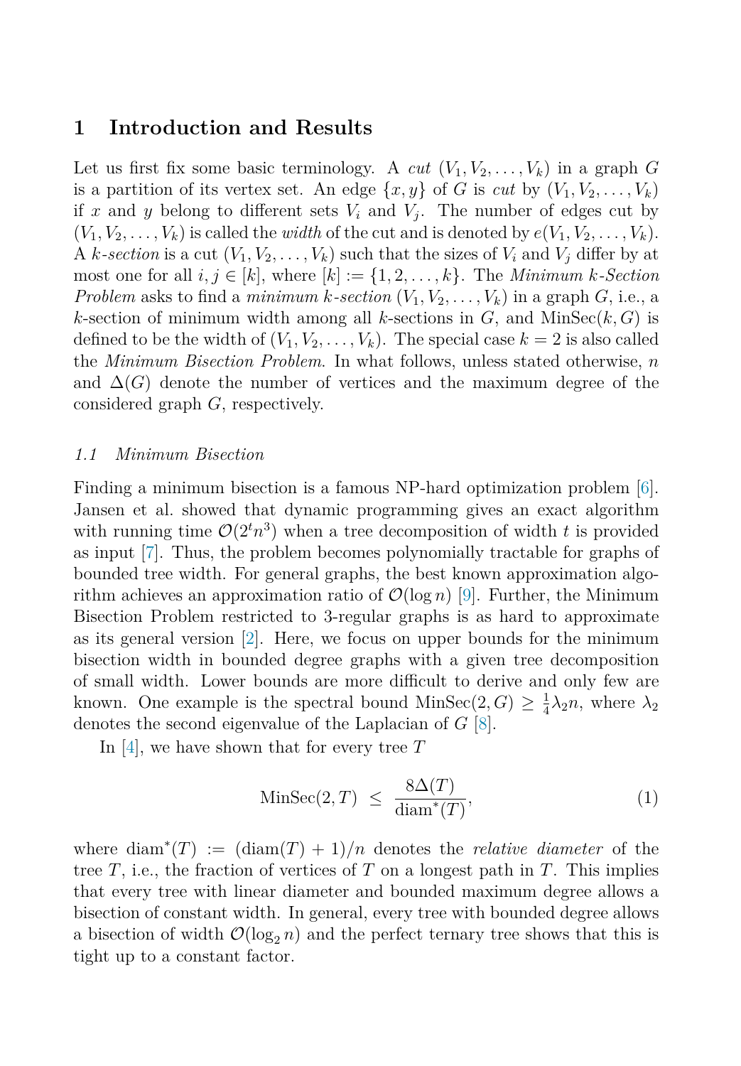## 1 Introduction and Results

Let us first fix some basic terminology. A *cut* $(V_1, V_2, \ldots, V_k)$ in a graph $G$ is a partition of its vertex set. An edge $\{x, y\}$ of $G$ is *cut* by $(V_1, V_2, \ldots, V_k)$ if $x$ and $y$ belong to different sets $V_i$ and $V_j$. The number of edges cut by $(V_1, V_2, \ldots, V_k)$ is called the *width* of the cut and is denoted by $e(V_1, V_2, \ldots, V_k)$. A *k-section* is a cut $(V_1, V_2, \ldots, V_k)$ such that the sizes of $V_i$ and $V_j$ differ by at most one for all $i, j \in [k]$, where $[k] := \{1, 2, \ldots, k\}$. The *Minimum k-Section Problem* asks to find a *minimum k-section* $(V_1, V_2, \ldots, V_k)$ in a graph $G$, i.e., a $k$-section of minimum width among all $k$-sections in $G$, and $\mathrm{MinSec}(k, G)$ is defined to be the width of $(V_1, V_2, \ldots, V_k)$. The special case $k = 2$ is also called the *Minimum Bisection Problem*. In what follows, unless stated otherwise, $n$ and $\Delta(G)$ denote the number of vertices and the maximum degree of the considered graph $G$, respectively.

### *1.1 Minimum Bisection*

Finding a minimum bisection is a famous NP-hard optimization problem [6]. Jansen et al. showed that dynamic programming gives an exact algorithm with running time $\mathcal{O}(2^t n^3)$ when a tree decomposition of width $t$ is provided as input [7]. Thus, the problem becomes polynomially tractable for graphs of bounded tree width. For general graphs, the best known approximation algorithm achieves an approximation ratio of $\mathcal{O}(\log n)$ [9]. Further, the Minimum Bisection Problem restricted to 3-regular graphs is as hard to approximate as its general version [2]. Here, we focus on upper bounds for the minimum bisection width in bounded degree graphs with a given tree decomposition of small width. Lower bounds are more difficult to derive and only few are known. One example is the spectral bound $\mathrm{MinSec}(2, G) \geq \frac{1}{4}\lambda_2 n$, where $\lambda_2$ denotes the second eigenvalue of the Laplacian of $G$ [8].

In [4], we have shown that for every tree $T$

$$\mathrm{MinSec}(2, T) \;\leq\; \frac{8\Delta(T)}{\mathrm{diam}^*(T)}, \tag{1}$$

where $\mathrm{diam}^*(T) := (\mathrm{diam}(T) + 1)/n$ denotes the *relative diameter* of the tree $T$, i.e., the fraction of vertices of $T$ on a longest path in $T$. This implies that every tree with linear diameter and bounded maximum degree allows a bisection of constant width. In general, every tree with bounded degree allows a bisection of width $\mathcal{O}(\log_2 n)$ and the perfect ternary tree shows that this is tight up to a constant factor.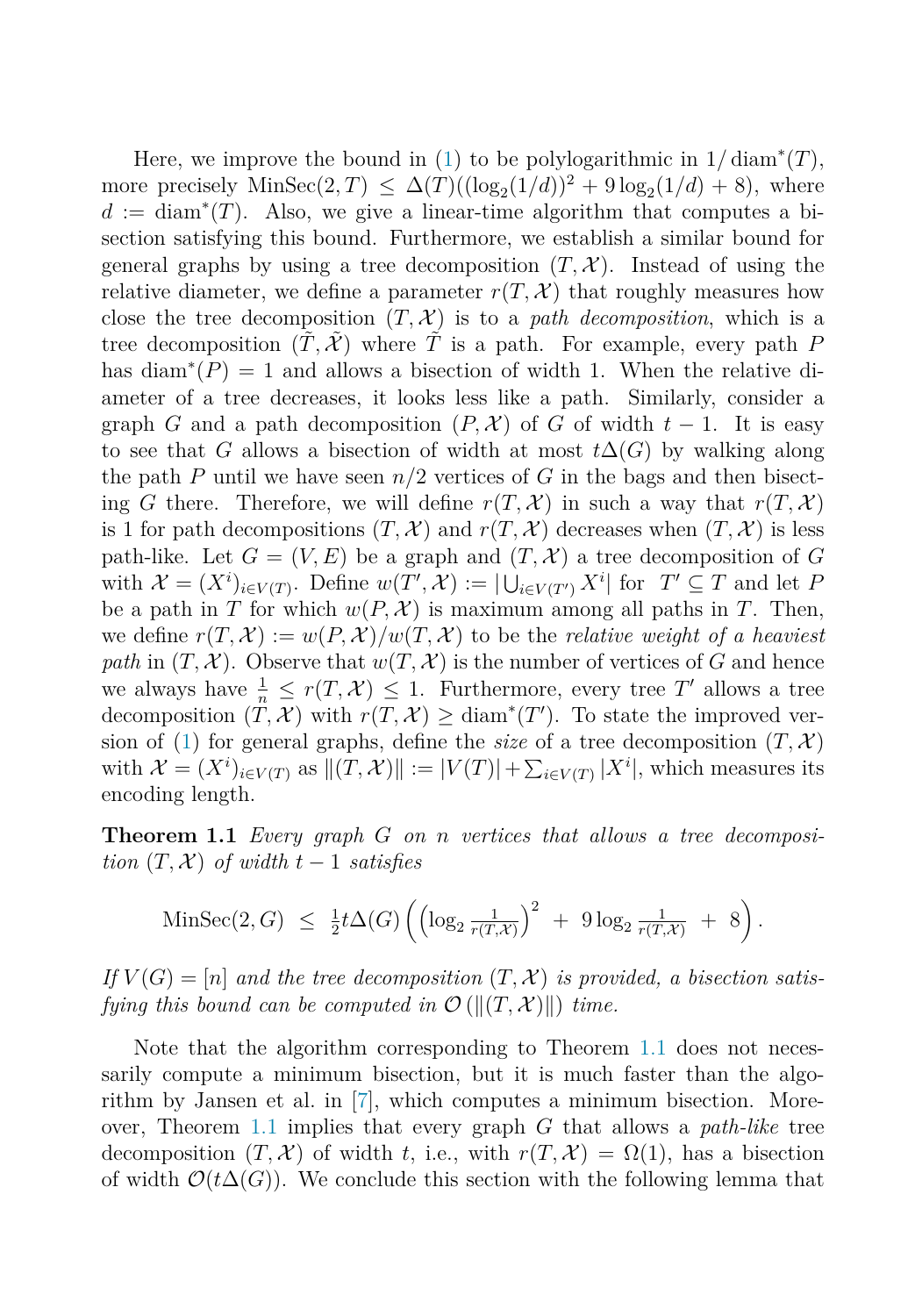Here, we improve the bound in (1) to be polylogarithmic in $1/\operatorname{diam}^*(T)$, more precisely $\operatorname{MinSec}(2,T) \leq \Delta(T)((\log_2(1/d))^2 + 9\log_2(1/d) + 8)$, where $d := \operatorname{diam}^*(T)$. Also, we give a linear-time algorithm that computes a bisection satisfying this bound. Furthermore, we establish a similar bound for general graphs by using a tree decomposition $(T, \mathcal{X})$. Instead of using the relative diameter, we define a parameter $r(T, \mathcal{X})$ that roughly measures how close the tree decomposition $(T, \mathcal{X})$ is to a *path decomposition*, which is a tree decomposition $(\tilde{T}, \tilde{\mathcal{X}})$ where $\tilde{T}$ is a path. For example, every path $P$ has $\operatorname{diam}^*(P) = 1$ and allows a bisection of width 1. When the relative diameter of a tree decreases, it looks less like a path. Similarly, consider a graph $G$ and a path decomposition $(P, \mathcal{X})$ of $G$ of width $t-1$. It is easy to see that $G$ allows a bisection of width at most $t\Delta(G)$ by walking along the path $P$ until we have seen $n/2$ vertices of $G$ in the bags and then bisecting $G$ there. Therefore, we will define $r(T, \mathcal{X})$ in such a way that $r(T, \mathcal{X})$ is 1 for path decompositions $(T, \mathcal{X})$ and $r(T, \mathcal{X})$ decreases when $(T, \mathcal{X})$ is less path-like. Let $G = (V, E)$ be a graph and $(T, \mathcal{X})$ a tree decomposition of $G$ with $\mathcal{X} = (X^i)_{i \in V(T)}$. Define $w(T', \mathcal{X}) := |\bigcup_{i \in V(T')} X^i|$ for $T' \subseteq T$ and let $P$ be a path in $T$ for which $w(P, \mathcal{X})$ is maximum among all paths in $T$. Then, we define $r(T, \mathcal{X}) := w(P, \mathcal{X})/w(T, \mathcal{X})$ to be the *relative weight of a heaviest path* in $(T, \mathcal{X})$. Observe that $w(T, \mathcal{X})$ is the number of vertices of $G$ and hence we always have $\frac{1}{n} \leq r(T, \mathcal{X}) \leq 1$. Furthermore, every tree $T'$ allows a tree decomposition $(T, \mathcal{X})$ with $r(T, \mathcal{X}) \geq \operatorname{diam}^*(T')$. To state the improved version of (1) for general graphs, define the *size* of a tree decomposition $(T, \mathcal{X})$ with $\mathcal{X} = (X^i)_{i \in V(T)}$ as $\|(T, \mathcal{X})\| := |V(T)| + \sum_{i \in V(T)} |X^i|$, which measures its encoding length.

**Theorem 1.1** *Every graph $G$ on $n$ vertices that allows a tree decomposition $(T, \mathcal{X})$ of width $t-1$ satisfies*

$$\operatorname{MinSec}(2, G) \;\leq\; \tfrac{1}{2} t \Delta(G) \left( \left( \log_2 \tfrac{1}{r(T,\mathcal{X})} \right)^2 \;+\; 9 \log_2 \tfrac{1}{r(T,\mathcal{X})} \;+\; 8 \right).$$

*If $V(G) = [n]$ and the tree decomposition $(T, \mathcal{X})$ is provided, a bisection satisfying this bound can be computed in $\mathcal{O}(\|(T, \mathcal{X})\|)$ time.*

Note that the algorithm corresponding to Theorem 1.1 does not necessarily compute a minimum bisection, but it is much faster than the algorithm by Jansen et al. in [7], which computes a minimum bisection. Moreover, Theorem 1.1 implies that every graph $G$ that allows a *path-like* tree decomposition $(T, \mathcal{X})$ of width $t$, i.e., with $r(T, \mathcal{X}) = \Omega(1)$, has a bisection of width $\mathcal{O}(t\Delta(G))$. We conclude this section with the following lemma that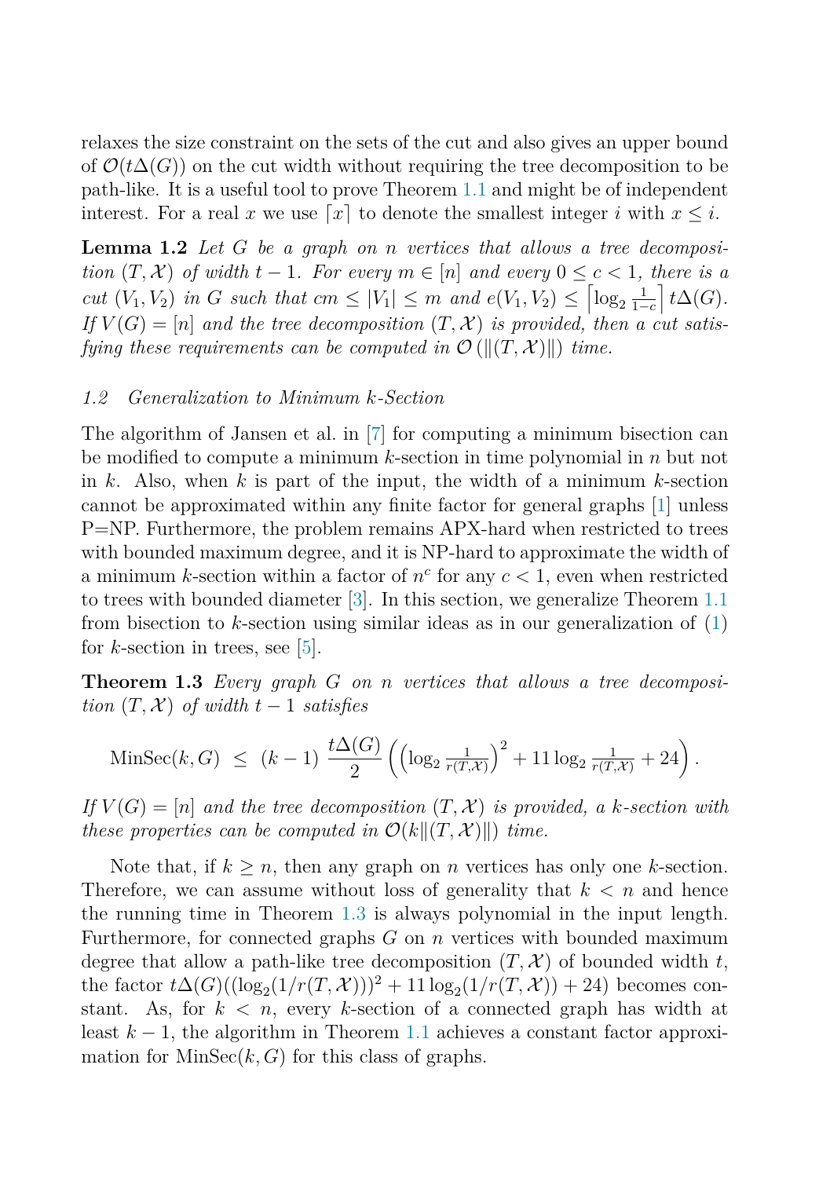relaxes the size constraint on the sets of the cut and also gives an upper bound of $\mathcal{O}(t\Delta(G))$ on the cut width without requiring the tree decomposition to be path-like. It is a useful tool to prove Theorem 1.1 and might be of independent interest. For a real $x$ we use $\lceil x \rceil$ to denote the smallest integer $i$ with $x \leq i$.

**Lemma 1.2** *Let $G$ be a graph on $n$ vertices that allows a tree decomposition $(T, \mathcal{X})$ of width $t-1$. For every $m \in [n]$ and every $0 \leq c < 1$, there is a cut $(V_1, V_2)$ in $G$ such that $cm \leq |V_1| \leq m$ and $e(V_1, V_2) \leq \left\lceil \log_2 \frac{1}{1-c} \right\rceil t\Delta(G)$. If $V(G) = [n]$ and the tree decomposition $(T, \mathcal{X})$ is provided, then a cut satisfying these requirements can be computed in $\mathcal{O}\left(\|(T, \mathcal{X})\|\right)$ time.*

### *1.2 Generalization to Minimum k-Section*

The algorithm of Jansen et al. in [7] for computing a minimum bisection can be modified to compute a minimum $k$-section in time polynomial in $n$ but not in $k$. Also, when $k$ is part of the input, the width of a minimum $k$-section cannot be approximated within any finite factor for general graphs [1] unless P=NP. Furthermore, the problem remains APX-hard when restricted to trees with bounded maximum degree, and it is NP-hard to approximate the width of a minimum $k$-section within a factor of $n^c$ for any $c < 1$, even when restricted to trees with bounded diameter [3]. In this section, we generalize Theorem 1.1 from bisection to $k$-section using similar ideas as in our generalization of (1) for $k$-section in trees, see [5].

**Theorem 1.3** *Every graph $G$ on $n$ vertices that allows a tree decomposition $(T, \mathcal{X})$ of width $t-1$ satisfies*

$$\mathrm{MinSec}(k, G) \ \leq \ (k-1)\ \frac{t\Delta(G)}{2}\left(\left(\log_2 \tfrac{1}{r(T,\mathcal{X})}\right)^2 + 11\log_2 \tfrac{1}{r(T,\mathcal{X})} + 24\right).$$

*If $V(G) = [n]$ and the tree decomposition $(T, \mathcal{X})$ is provided, a $k$-section with these properties can be computed in $\mathcal{O}(k\|(T, \mathcal{X})\|)$ time.*

Note that, if $k \geq n$, then any graph on $n$ vertices has only one $k$-section. Therefore, we can assume without loss of generality that $k < n$ and hence the running time in Theorem 1.3 is always polynomial in the input length. Furthermore, for connected graphs $G$ on $n$ vertices with bounded maximum degree that allow a path-like tree decomposition $(T, \mathcal{X})$ of bounded width $t$, the factor $t\Delta(G)((\log_2(1/r(T, \mathcal{X})))^2 + 11\log_2(1/r(T, \mathcal{X})) + 24)$ becomes constant. As, for $k < n$, every $k$-section of a connected graph has width at least $k-1$, the algorithm in Theorem 1.1 achieves a constant factor approximation for $\mathrm{MinSec}(k, G)$ for this class of graphs.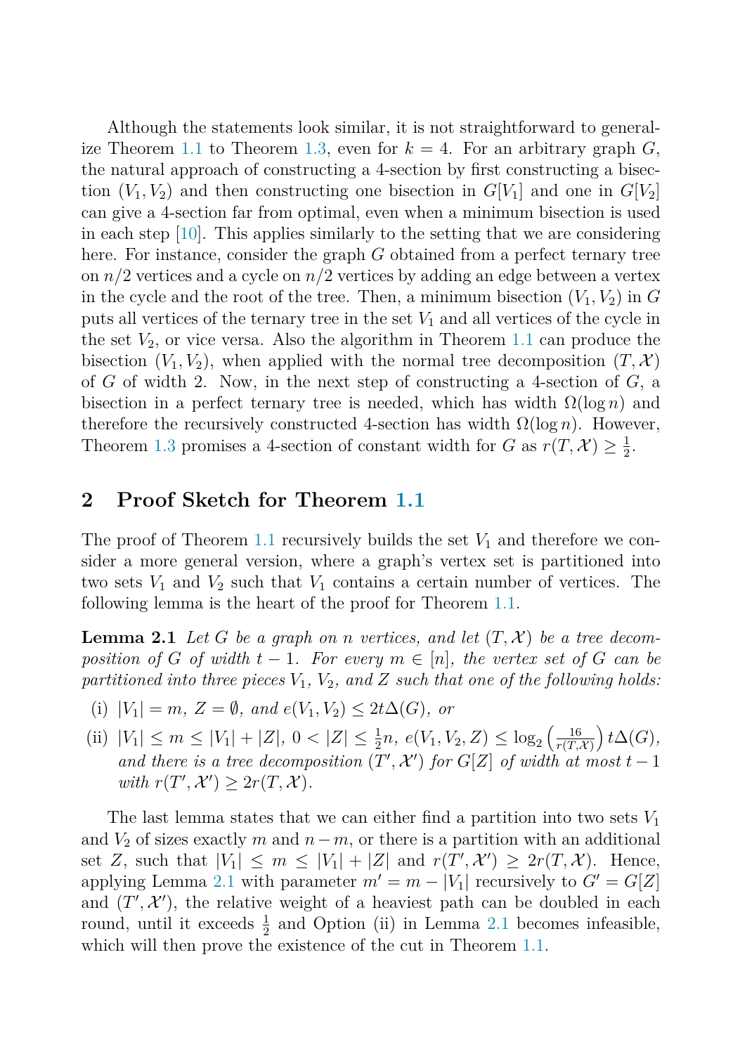Although the statements look similar, it is not straightforward to generalize Theorem 1.1 to Theorem 1.3, even for $k = 4$. For an arbitrary graph $G$, the natural approach of constructing a 4-section by first constructing a bisection $(V_1, V_2)$ and then constructing one bisection in $G[V_1]$ and one in $G[V_2]$ can give a 4-section far from optimal, even when a minimum bisection is used in each step [10]. This applies similarly to the setting that we are considering here. For instance, consider the graph $G$ obtained from a perfect ternary tree on $n/2$ vertices and a cycle on $n/2$ vertices by adding an edge between a vertex in the cycle and the root of the tree. Then, a minimum bisection $(V_1, V_2)$ in $G$ puts all vertices of the ternary tree in the set $V_1$ and all vertices of the cycle in the set $V_2$, or vice versa. Also the algorithm in Theorem 1.1 can produce the bisection $(V_1, V_2)$, when applied with the normal tree decomposition $(T, \mathcal{X})$ of $G$ of width 2. Now, in the next step of constructing a 4-section of $G$, a bisection in a perfect ternary tree is needed, which has width $\Omega(\log n)$ and therefore the recursively constructed 4-section has width $\Omega(\log n)$. However, Theorem 1.3 promises a 4-section of constant width for $G$ as $r(T, \mathcal{X}) \geq \frac{1}{2}$.

## 2 Proof Sketch for Theorem 1.1

The proof of Theorem 1.1 recursively builds the set $V_1$ and therefore we consider a more general version, where a graph's vertex set is partitioned into two sets $V_1$ and $V_2$ such that $V_1$ contains a certain number of vertices. The following lemma is the heart of the proof for Theorem 1.1.

**Lemma 2.1** *Let $G$ be a graph on $n$ vertices, and let $(T, \mathcal{X})$ be a tree decomposition of $G$ of width $t-1$. For every $m \in [n]$, the vertex set of $G$ can be partitioned into three pieces $V_1$, $V_2$, and $Z$ such that one of the following holds:*

- (i) $|V_1| = m$, $Z = \emptyset$, *and* $e(V_1, V_2) \leq 2t\Delta(G)$, *or*
- (ii) $|V_1| \leq m \leq |V_1| + |Z|$, $0 < |Z| \leq \frac{1}{2}n$, $e(V_1, V_2, Z) \leq \log_2\left(\frac{16}{r(T,\mathcal{X})}\right) t\Delta(G)$, *and there is a tree decomposition $(T', \mathcal{X}')$ for $G[Z]$ of width at most $t-1$ with $r(T', \mathcal{X}') \geq 2r(T, \mathcal{X})$.*

The last lemma states that we can either find a partition into two sets $V_1$ and $V_2$ of sizes exactly $m$ and $n - m$, or there is a partition with an additional set $Z$, such that $|V_1| \leq m \leq |V_1| + |Z|$ and $r(T', \mathcal{X}') \geq 2r(T, \mathcal{X})$. Hence, applying Lemma 2.1 with parameter $m' = m - |V_1|$ recursively to $G' = G[Z]$ and $(T', \mathcal{X}')$, the relative weight of a heaviest path can be doubled in each round, until it exceeds $\frac{1}{2}$ and Option (ii) in Lemma 2.1 becomes infeasible, which will then prove the existence of the cut in Theorem 1.1.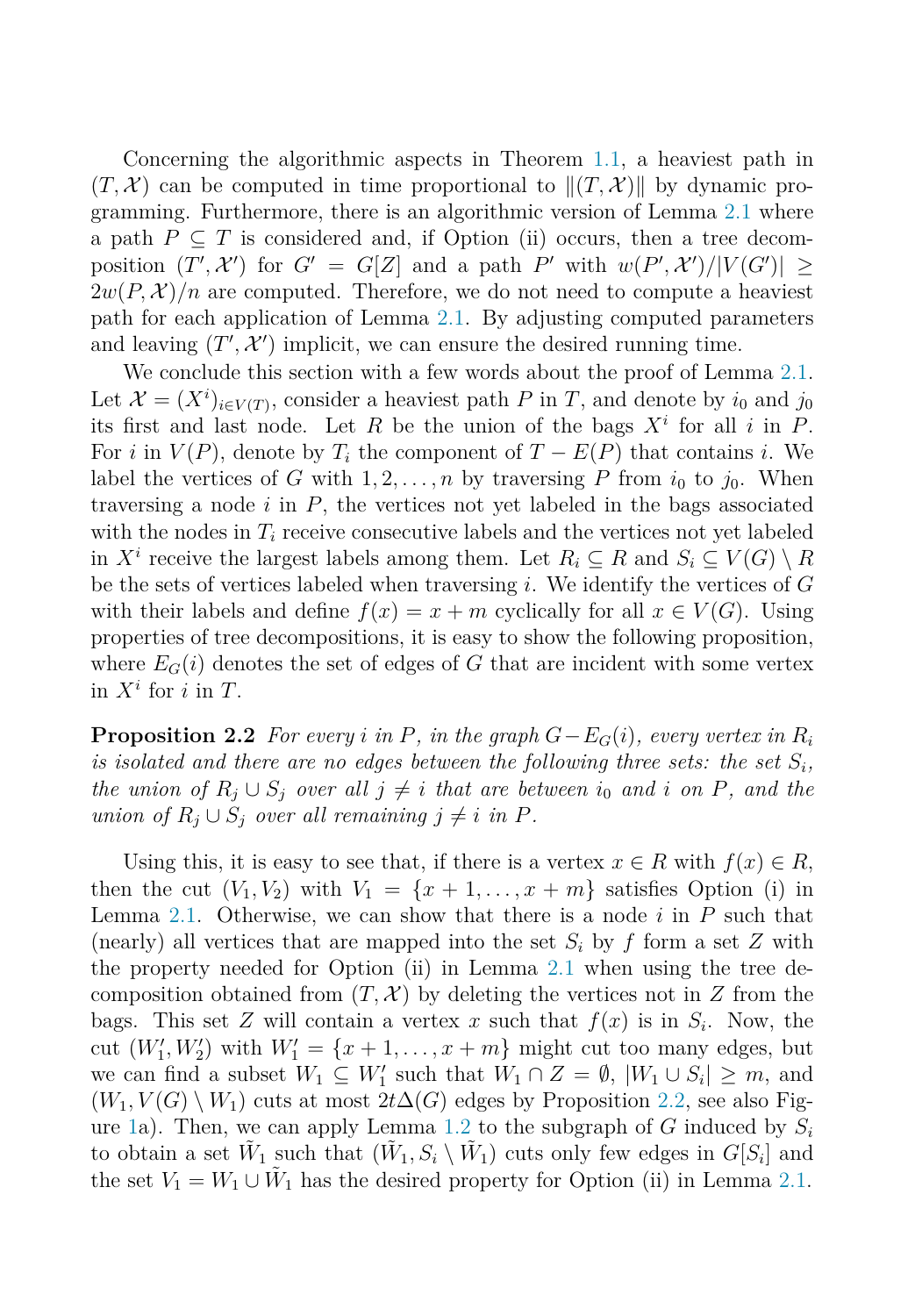Concerning the algorithmic aspects in Theorem 1.1, a heaviest path in $(T, \mathcal{X})$ can be computed in time proportional to $\|(T, \mathcal{X})\|$ by dynamic programming. Furthermore, there is an algorithmic version of Lemma 2.1 where a path $P \subseteq T$ is considered and, if Option (ii) occurs, then a tree decomposition $(T', \mathcal{X}')$ for $G' = G[Z]$ and a path $P'$ with $w(P', \mathcal{X}')/|V(G')| \geq 2w(P, \mathcal{X})/n$ are computed. Therefore, we do not need to compute a heaviest path for each application of Lemma 2.1. By adjusting computed parameters and leaving $(T', \mathcal{X}')$ implicit, we can ensure the desired running time.

We conclude this section with a few words about the proof of Lemma 2.1. Let $\mathcal{X} = (X^i)_{i \in V(T)}$, consider a heaviest path $P$ in $T$, and denote by $i_0$ and $j_0$ its first and last node. Let $R$ be the union of the bags $X^i$ for all $i$ in $P$. For $i$ in $V(P)$, denote by $T_i$ the component of $T - E(P)$ that contains $i$. We label the vertices of $G$ with $1, 2, \ldots, n$ by traversing $P$ from $i_0$ to $j_0$. When traversing a node $i$ in $P$, the vertices not yet labeled in the bags associated with the nodes in $T_i$ receive consecutive labels and the vertices not yet labeled in $X^i$ receive the largest labels among them. Let $R_i \subseteq R$ and $S_i \subseteq V(G) \setminus R$ be the sets of vertices labeled when traversing $i$. We identify the vertices of $G$ with their labels and define $f(x) = x + m$ cyclically for all $x \in V(G)$. Using properties of tree decompositions, it is easy to show the following proposition, where $E_G(i)$ denotes the set of edges of $G$ that are incident with some vertex in $X^i$ for $i$ in $T$.

**Proposition 2.2** *For every $i$ in $P$, in the graph $G - E_G(i)$, every vertex in $R_i$ is isolated and there are no edges between the following three sets: the set $S_i$, the union of $R_j \cup S_j$ over all $j \neq i$ that are between $i_0$ and $i$ on $P$, and the union of $R_j \cup S_j$ over all remaining $j \neq i$ in $P$.*

Using this, it is easy to see that, if there is a vertex $x \in R$ with $f(x) \in R$, then the cut $(V_1, V_2)$ with $V_1 = \{x + 1, \ldots, x + m\}$ satisfies Option (i) in Lemma 2.1. Otherwise, we can show that there is a node $i$ in $P$ such that (nearly) all vertices that are mapped into the set $S_i$ by $f$ form a set $Z$ with the property needed for Option (ii) in Lemma 2.1 when using the tree decomposition obtained from $(T, \mathcal{X})$ by deleting the vertices not in $Z$ from the bags. This set $Z$ will contain a vertex $x$ such that $f(x)$ is in $S_i$. Now, the cut $(W_1', W_2')$ with $W_1' = \{x + 1, \ldots, x + m\}$ might cut too many edges, but we can find a subset $W_1 \subseteq W_1'$ such that $W_1 \cap Z = \emptyset$, $|W_1 \cup S_i| \geq m$, and $(W_1, V(G) \setminus W_1)$ cuts at most $2t\Delta(G)$ edges by Proposition 2.2, see also Figure 1a). Then, we can apply Lemma 1.2 to the subgraph of $G$ induced by $S_i$ to obtain a set $\tilde{W}_1$ such that $(\tilde{W}_1, S_i \setminus \tilde{W}_1)$ cuts only few edges in $G[S_i]$ and the set $V_1 = W_1 \cup \tilde{W}_1$ has the desired property for Option (ii) in Lemma 2.1.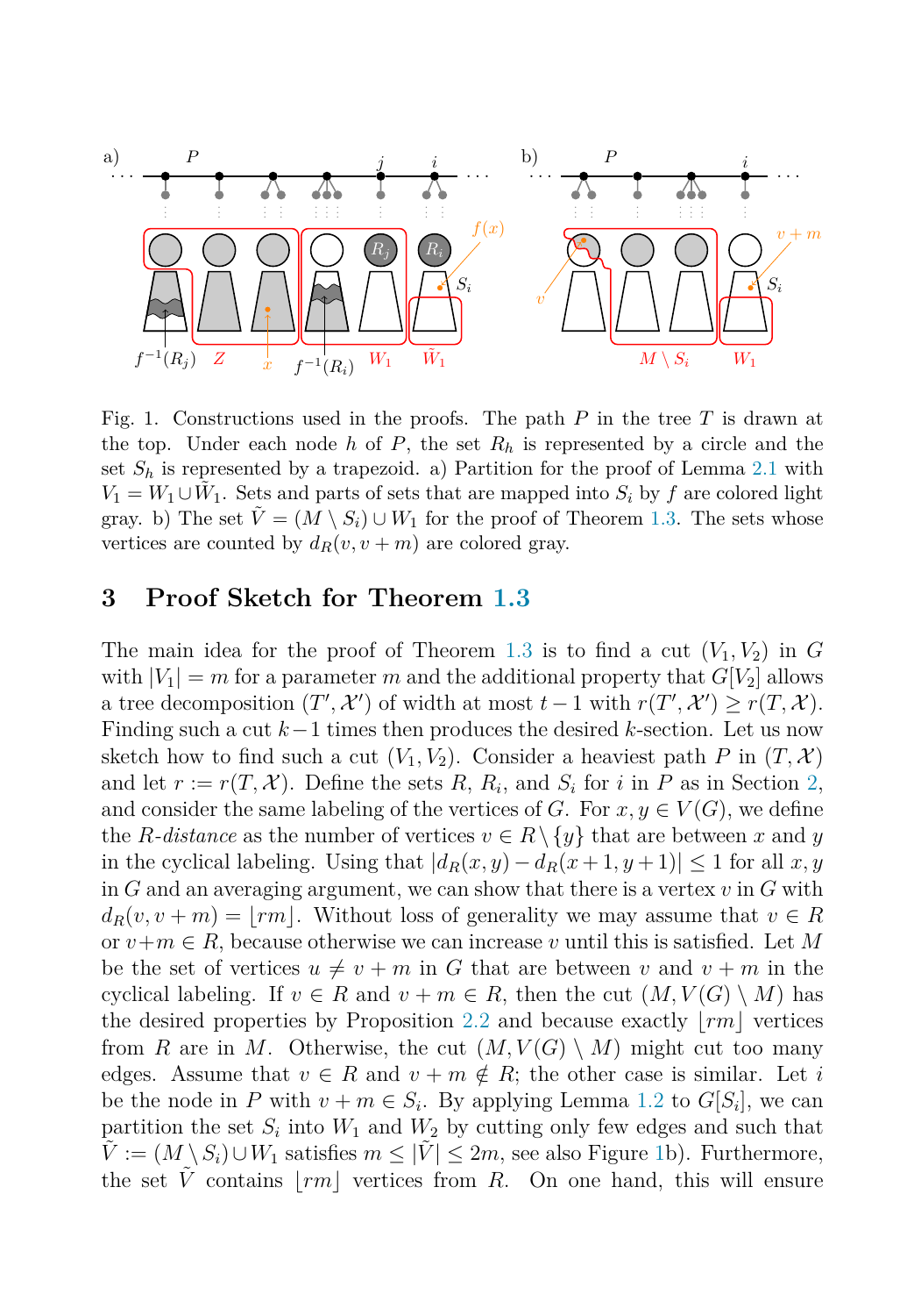Fig. 1. Constructions used in the proofs. The path $P$ in the tree $T$ is drawn at the top. Under each node $h$ of $P$, the set $R_h$ is represented by a circle and the set $S_h$ is represented by a trapezoid. a) Partition for the proof of Lemma 2.1 with $V_1 = W_1 \cup \tilde{W}_1$. Sets and parts of sets that are mapped into $S_i$ by $f$ are colored light gray. b) The set $\tilde{V} = (M \setminus S_i) \cup W_1$ for the proof of Theorem 1.3. The sets whose vertices are counted by $d_R(v, v+m)$ are colored gray.

## 3 Proof Sketch for Theorem 1.3

The main idea for the proof of Theorem 1.3 is to find a cut $(V_1, V_2)$ in $G$ with $|V_1| = m$ for a parameter $m$ and the additional property that $G[V_2]$ allows a tree decomposition $(T', \mathcal{X}')$ of width at most $t-1$ with $r(T', \mathcal{X}') \geq r(T, \mathcal{X})$. Finding such a cut $k-1$ times then produces the desired $k$-section. Let us now sketch how to find such a cut $(V_1, V_2)$. Consider a heaviest path $P$ in $(T, \mathcal{X})$ and let $r := r(T, \mathcal{X})$. Define the sets $R$, $R_i$, and $S_i$ for $i$ in $P$ as in Section 2, and consider the same labeling of the vertices of $G$. For $x, y \in V(G)$, we define the *$R$-distance* as the number of vertices $v \in R \setminus \{y\}$ that are between $x$ and $y$ in the cyclical labeling. Using that $|d_R(x, y) - d_R(x+1, y+1)| \leq 1$ for all $x, y$ in $G$ and an averaging argument, we can show that there is a vertex $v$ in $G$ with $d_R(v, v+m) = \lfloor rm \rfloor$. Without loss of generality we may assume that $v \in R$ or $v+m \in R$, because otherwise we can increase $v$ until this is satisfied. Let $M$ be the set of vertices $u \neq v+m$ in $G$ that are between $v$ and $v+m$ in the cyclical labeling. If $v \in R$ and $v+m \in R$, then the cut $(M, V(G) \setminus M)$ has the desired properties by Proposition 2.2 and because exactly $\lfloor rm \rfloor$ vertices from $R$ are in $M$. Otherwise, the cut $(M, V(G) \setminus M)$ might cut too many edges. Assume that $v \in R$ and $v+m \notin R$; the other case is similar. Let $i$ be the node in $P$ with $v+m \in S_i$. By applying Lemma 1.2 to $G[S_i]$, we can partition the set $S_i$ into $W_1$ and $W_2$ by cutting only few edges and such that $\tilde{V} := (M \setminus S_i) \cup W_1$ satisfies $m \leq |\tilde{V}| \leq 2m$, see also Figure 1b). Furthermore, the set $\tilde{V}$ contains $\lfloor rm \rfloor$ vertices from $R$. On one hand, this will ensure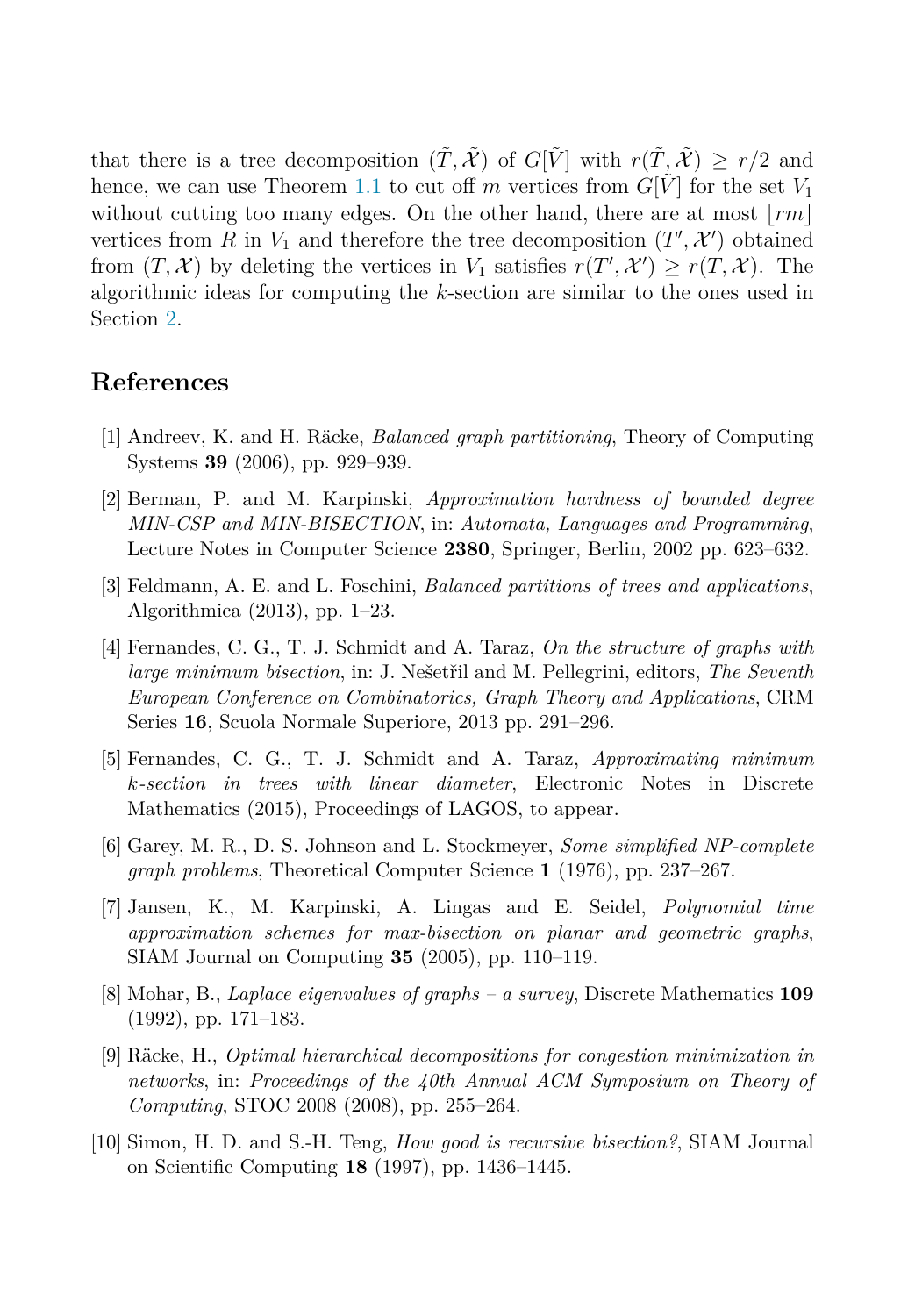that there is a tree decomposition $(\tilde{T}, \tilde{\mathcal{X}})$ of $G[\tilde{V}]$ with $r(\tilde{T}, \tilde{\mathcal{X}}) \geq r/2$ and hence, we can use Theorem 1.1 to cut off $m$ vertices from $G[\tilde{V}]$ for the set $V_1$ without cutting too many edges. On the other hand, there are at most $\lfloor rm \rfloor$ vertices from $R$ in $V_1$ and therefore the tree decomposition $(T', \mathcal{X}')$ obtained from $(T, \mathcal{X})$ by deleting the vertices in $V_1$ satisfies $r(T', \mathcal{X}') \geq r(T, \mathcal{X})$. The algorithmic ideas for computing the $k$-section are similar to the ones used in Section 2.

## References

[1] Andreev, K. and H. Räcke, *Balanced graph partitioning*, Theory of Computing Systems **39** (2006), pp. 929–939.

[2] Berman, P. and M. Karpinski, *Approximation hardness of bounded degree MIN-CSP and MIN-BISECTION*, in: *Automata, Languages and Programming*, Lecture Notes in Computer Science **2380**, Springer, Berlin, 2002 pp. 623–632.

[3] Feldmann, A. E. and L. Foschini, *Balanced partitions of trees and applications*, Algorithmica (2013), pp. 1–23.

[4] Fernandes, C. G., T. J. Schmidt and A. Taraz, *On the structure of graphs with large minimum bisection*, in: J. Nešetřil and M. Pellegrini, editors, *The Seventh European Conference on Combinatorics, Graph Theory and Applications*, CRM Series **16**, Scuola Normale Superiore, 2013 pp. 291–296.

[5] Fernandes, C. G., T. J. Schmidt and A. Taraz, *Approximating minimum k-section in trees with linear diameter*, Electronic Notes in Discrete Mathematics (2015), Proceedings of LAGOS, to appear.

[6] Garey, M. R., D. S. Johnson and L. Stockmeyer, *Some simplified NP-complete graph problems*, Theoretical Computer Science **1** (1976), pp. 237–267.

[7] Jansen, K., M. Karpinski, A. Lingas and E. Seidel, *Polynomial time approximation schemes for max-bisection on planar and geometric graphs*, SIAM Journal on Computing **35** (2005), pp. 110–119.

[8] Mohar, B., *Laplace eigenvalues of graphs – a survey*, Discrete Mathematics **109** (1992), pp. 171–183.

[9] Räcke, H., *Optimal hierarchical decompositions for congestion minimization in networks*, in: *Proceedings of the 40th Annual ACM Symposium on Theory of Computing*, STOC 2008 (2008), pp. 255–264.

[10] Simon, H. D. and S.-H. Teng, *How good is recursive bisection?*, SIAM Journal on Scientific Computing **18** (1997), pp. 1436–1445.